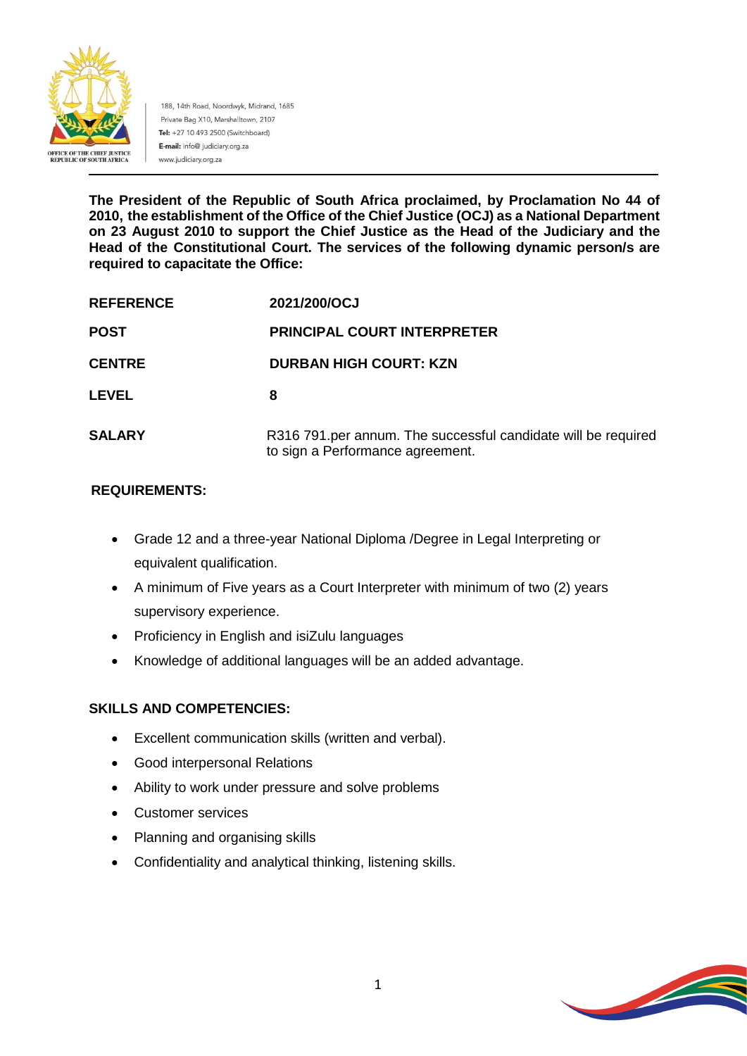188, 14th Road, Noordwyk, Midrand, 1685
Private Bag X10, Marshalltown, 2107
**Tel:** +27 10 493 2500 (Switchboard)
**E-mail:** info@ judiciary.org.za
www.judiciary.org.za

OFFICE OF THE CHIEF JUSTICE
REPUBLIC OF SOUTH AFRICA

**The President of the Republic of South Africa proclaimed, by Proclamation No 44 of 2010, the establishment of the Office of the Chief Justice (OCJ) as a National Department on 23 August 2010 to support the Chief Justice as the Head of the Judiciary and the Head of the Constitutional Court. The services of the following dynamic person/s are required to capacitate the Office:**

| | |
|---|---|
| **REFERENCE** | **2021/200/OCJ** |
| **POST** | **PRINCIPAL COURT INTERPRETER** |
| **CENTRE** | **DURBAN HIGH COURT: KZN** |
| **LEVEL** | **8** |
| **SALARY** | R316 791.per annum. The successful candidate will be required to sign a Performance agreement. |

**REQUIREMENTS:**

- Grade 12 and a three-year National Diploma /Degree in Legal Interpreting or equivalent qualification.
- A minimum of Five years as a Court Interpreter with minimum of two (2) years supervisory experience.
- Proficiency in English and isiZulu languages
- Knowledge of additional languages will be an added advantage.

**SKILLS AND COMPETENCIES:**

- Excellent communication skills (written and verbal).
- Good interpersonal Relations
- Ability to work under pressure and solve problems
- Customer services
- Planning and organising skills
- Confidentiality and analytical thinking, listening skills.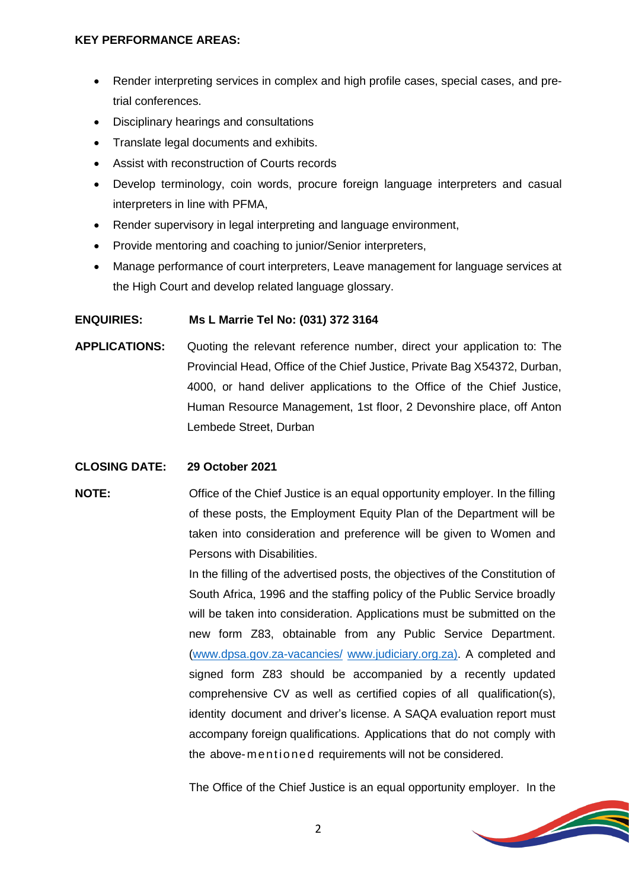**KEY PERFORMANCE AREAS:**

- Render interpreting services in complex and high profile cases, special cases, and pre-trial conferences.
- Disciplinary hearings and consultations
- Translate legal documents and exhibits.
- Assist with reconstruction of Courts records
- Develop terminology, coin words, procure foreign language interpreters and casual interpreters in line with PFMA,
- Render supervisory in legal interpreting and language environment,
- Provide mentoring and coaching to junior/Senior interpreters,
- Manage performance of court interpreters, Leave management for language services at the High Court and develop related language glossary.

**ENQUIRIES:** **Ms L Marrie Tel No: (031) 372 3164**

**APPLICATIONS:** Quoting the relevant reference number, direct your application to: The Provincial Head, Office of the Chief Justice, Private Bag X54372, Durban, 4000, or hand deliver applications to the Office of the Chief Justice, Human Resource Management, 1st floor, 2 Devonshire place, off Anton Lembede Street, Durban

**CLOSING DATE:** **29 October 2021**

**NOTE:** Office of the Chief Justice is an equal opportunity employer. In the filling of these posts, the Employment Equity Plan of the Department will be taken into consideration and preference will be given to Women and Persons with Disabilities.

In the filling of the advertised posts, the objectives of the Constitution of South Africa, 1996 and the staffing policy of the Public Service broadly will be taken into consideration. Applications must be submitted on the new form Z83, obtainable from any Public Service Department. (www.dpsa.gov.za-vacancies/ www.judiciary.org.za). A completed and signed form Z83 should be accompanied by a recently updated comprehensive CV as well as certified copies of all qualification(s), identity document and driver's license. A SAQA evaluation report must accompany foreign qualifications. Applications that do not comply with the above-mentioned requirements will not be considered.

The Office of the Chief Justice is an equal opportunity employer. In the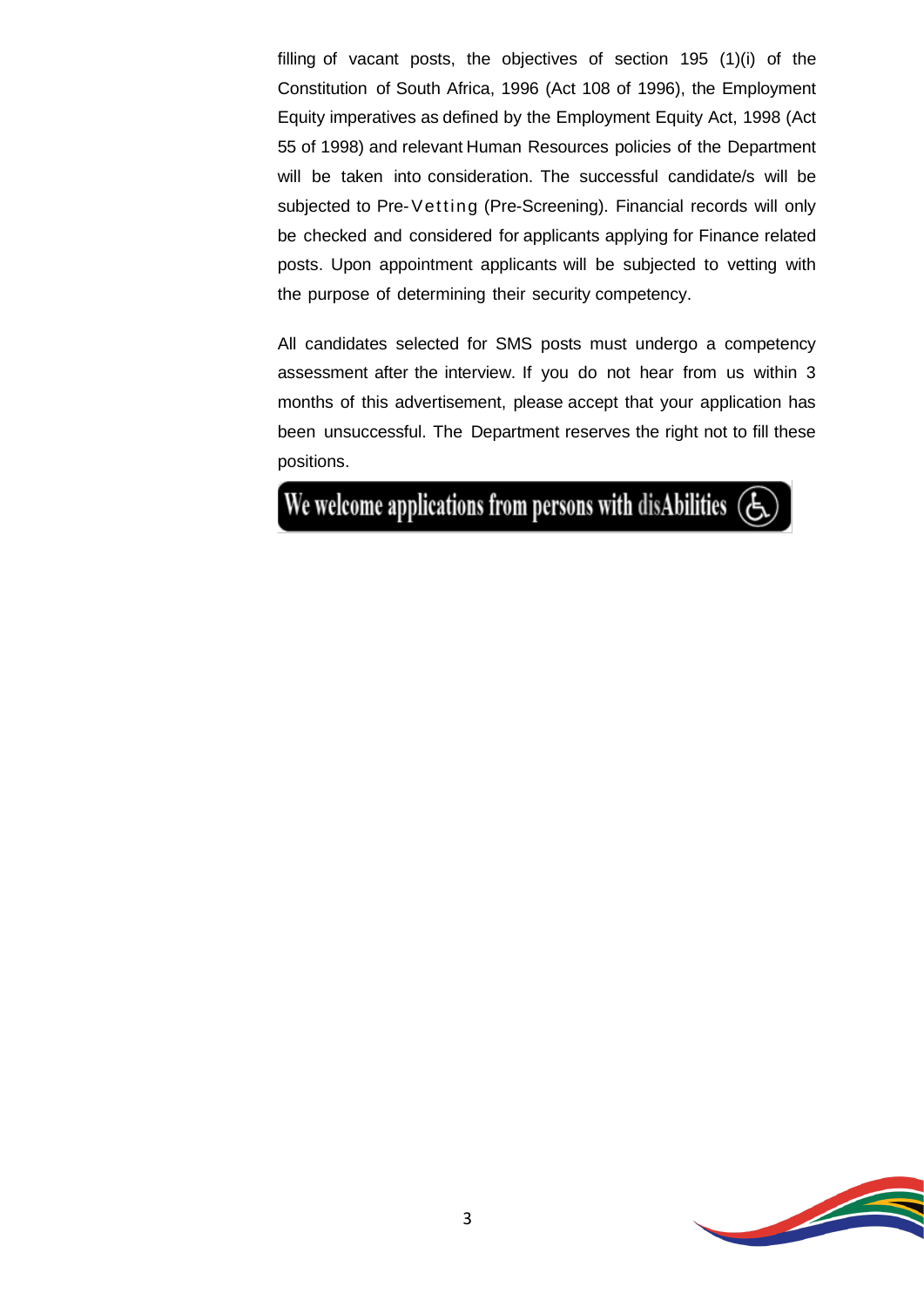filling of vacant posts, the objectives of section 195 (1)(i) of the Constitution of South Africa, 1996 (Act 108 of 1996), the Employment Equity imperatives as defined by the Employment Equity Act, 1998 (Act 55 of 1998) and relevant Human Resources policies of the Department will be taken into consideration. The successful candidate/s will be subjected to Pre-Vetting (Pre-Screening). Financial records will only be checked and considered for applicants applying for Finance related posts. Upon appointment applicants will be subjected to vetting with the purpose of determining their security competency.

All candidates selected for SMS posts must undergo a competency assessment after the interview. If you do not hear from us within 3 months of this advertisement, please accept that your application has been unsuccessful. The Department reserves the right not to fill these positions.

**We welcome applications from persons with disAbilities**